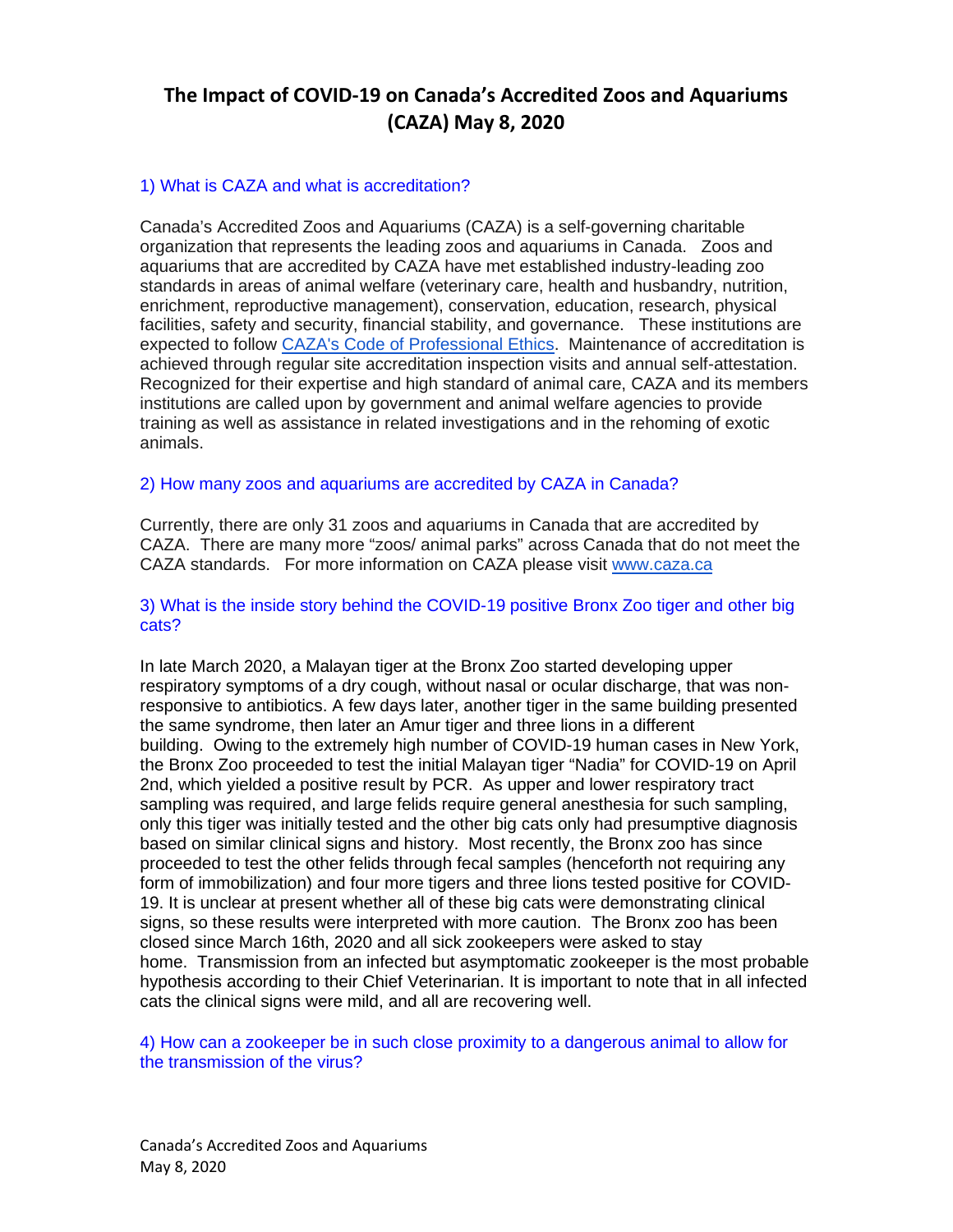# The Impact of COVID-19 on Canada's Accredited Zoos and Aquariums (CAZA) May 8, 2020

## 1) What is CAZA and what is accreditation?

Canada's Accredited Zoos and Aquariums (CAZA) is a self-governing charitable organization that represents the leading zoos and aquariums in Canada. Zoos and aquariums that are accredited by CAZA have met established industry-leading zoo standards in areas of animal welfare (veterinary care, health and husbandry, nutrition, enrichment, reproductive management), conservation, education, research, physical facilities, safety and security, financial stability, and governance. These institutions are expected to follow [CAZA's Code of Professional Ethics](). Maintenance of accreditation is achieved through regular site accreditation inspection visits and annual self-attestation. Recognized for their expertise and high standard of animal care, CAZA and its members institutions are called upon by government and animal welfare agencies to provide training as well as assistance in related investigations and in the rehoming of exotic animals.

## 2) How many zoos and aquariums are accredited by CAZA in Canada?

Currently, there are only 31 zoos and aquariums in Canada that are accredited by CAZA. There are many more "zoos/ animal parks" across Canada that do not meet the CAZA standards. For more information on CAZA please visit [www.caza.ca](www.caza.ca)

## 3) What is the inside story behind the COVID-19 positive Bronx Zoo tiger and other big cats?

In late March 2020, a Malayan tiger at the Bronx Zoo started developing upper respiratory symptoms of a dry cough, without nasal or ocular discharge, that was non-responsive to antibiotics. A few days later, another tiger in the same building presented the same syndrome, then later an Amur tiger and three lions in a different building. Owing to the extremely high number of COVID-19 human cases in New York, the Bronx Zoo proceeded to test the initial Malayan tiger "Nadia" for COVID-19 on April 2nd, which yielded a positive result by PCR. As upper and lower respiratory tract sampling was required, and large felids require general anesthesia for such sampling, only this tiger was initially tested and the other big cats only had presumptive diagnosis based on similar clinical signs and history. Most recently, the Bronx zoo has since proceeded to test the other felids through fecal samples (henceforth not requiring any form of immobilization) and four more tigers and three lions tested positive for COVID-19. It is unclear at present whether all of these big cats were demonstrating clinical signs, so these results were interpreted with more caution. The Bronx zoo has been closed since March 16th, 2020 and all sick zookeepers were asked to stay home. Transmission from an infected but asymptomatic zookeeper is the most probable hypothesis according to their Chief Veterinarian. It is important to note that in all infected cats the clinical signs were mild, and all are recovering well.

## 4) How can a zookeeper be in such close proximity to a dangerous animal to allow for the transmission of the virus?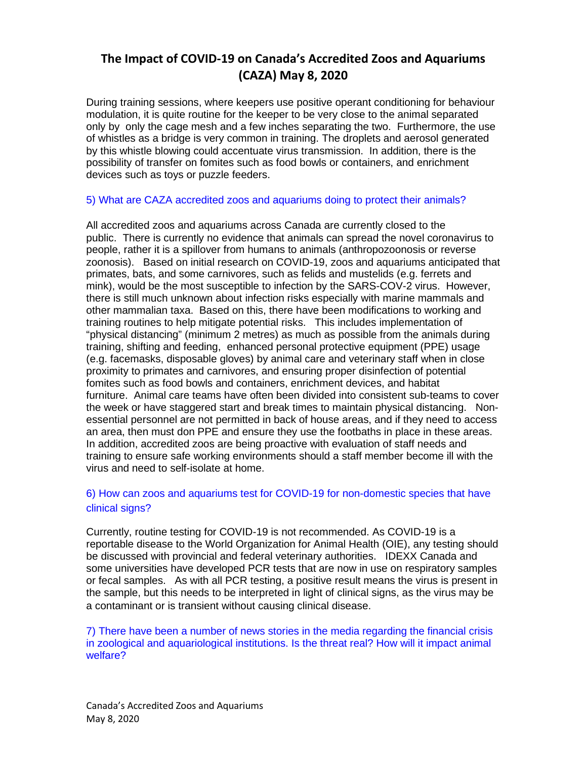# The Impact of COVID-19 on Canada's Accredited Zoos and Aquariums (CAZA) May 8, 2020

During training sessions, where keepers use positive operant conditioning for behaviour modulation, it is quite routine for the keeper to be very close to the animal separated only by only the cage mesh and a few inches separating the two. Furthermore, the use of whistles as a bridge is very common in training. The droplets and aerosol generated by this whistle blowing could accentuate virus transmission. In addition, there is the possibility of transfer on fomites such as food bowls or containers, and enrichment devices such as toys or puzzle feeders.

### 5) What are CAZA accredited zoos and aquariums doing to protect their animals?

All accredited zoos and aquariums across Canada are currently closed to the public. There is currently no evidence that animals can spread the novel coronavirus to people, rather it is a spillover from humans to animals (anthropozoonosis or reverse zoonosis). Based on initial research on COVID-19, zoos and aquariums anticipated that primates, bats, and some carnivores, such as felids and mustelids (e.g. ferrets and mink), would be the most susceptible to infection by the SARS-COV-2 virus. However, there is still much unknown about infection risks especially with marine mammals and other mammalian taxa. Based on this, there have been modifications to working and training routines to help mitigate potential risks. This includes implementation of "physical distancing" (minimum 2 metres) as much as possible from the animals during training, shifting and feeding, enhanced personal protective equipment (PPE) usage (e.g. facemasks, disposable gloves) by animal care and veterinary staff when in close proximity to primates and carnivores, and ensuring proper disinfection of potential fomites such as food bowls and containers, enrichment devices, and habitat furniture. Animal care teams have often been divided into consistent sub-teams to cover the week or have staggered start and break times to maintain physical distancing. Non-essential personnel are not permitted in back of house areas, and if they need to access an area, then must don PPE and ensure they use the footbaths in place in these areas. In addition, accredited zoos are being proactive with evaluation of staff needs and training to ensure safe working environments should a staff member become ill with the virus and need to self-isolate at home.

### 6) How can zoos and aquariums test for COVID-19 for non-domestic species that have clinical signs?

Currently, routine testing for COVID-19 is not recommended. As COVID-19 is a reportable disease to the World Organization for Animal Health (OIE), any testing should be discussed with provincial and federal veterinary authorities. IDEXX Canada and some universities have developed PCR tests that are now in use on respiratory samples or fecal samples. As with all PCR testing, a positive result means the virus is present in the sample, but this needs to be interpreted in light of clinical signs, as the virus may be a contaminant or is transient without causing clinical disease.

### 7) There have been a number of news stories in the media regarding the financial crisis in zoological and aquariological institutions. Is the threat real? How will it impact animal welfare?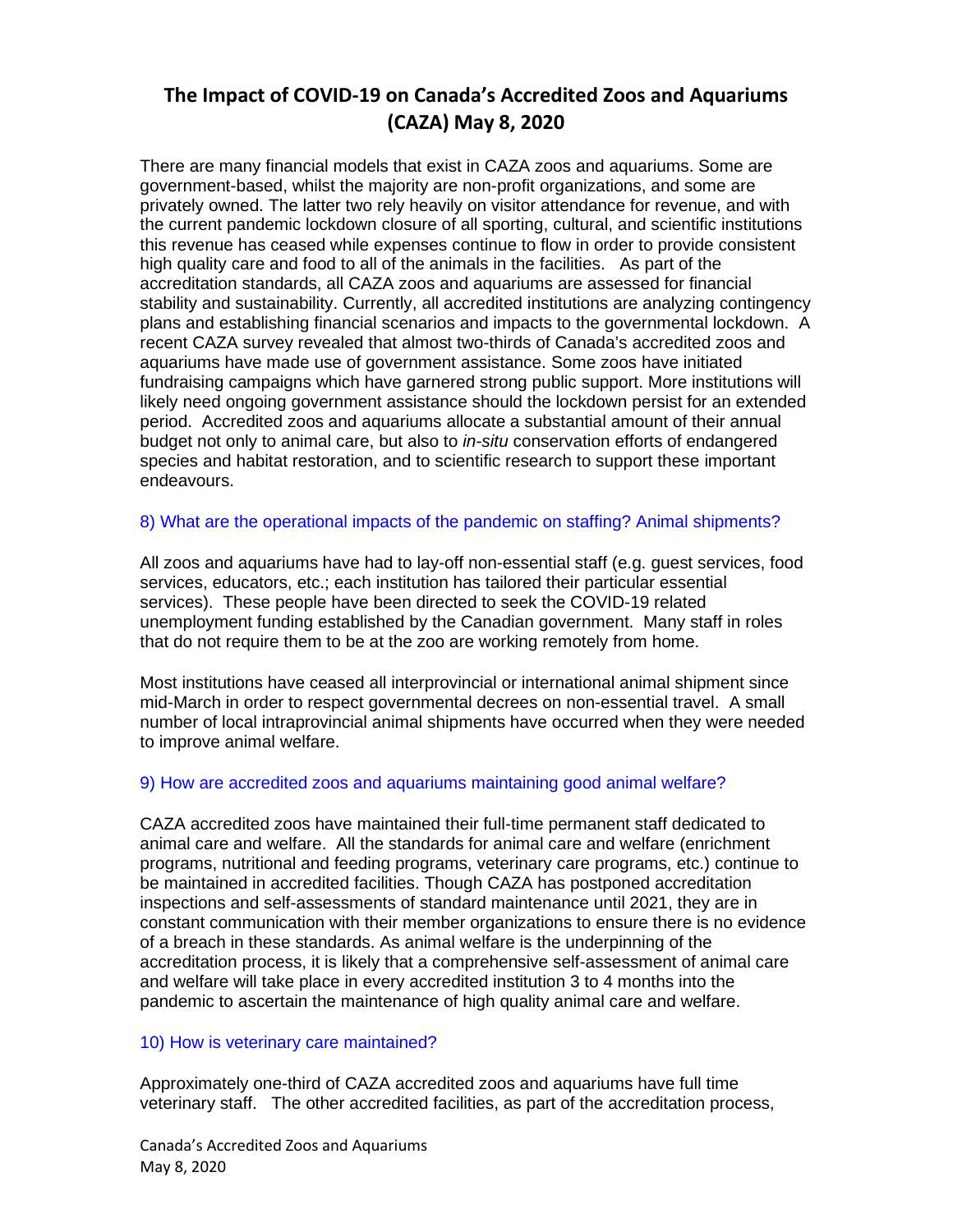# The Impact of COVID-19 on Canada's Accredited Zoos and Aquariums (CAZA) May 8, 2020

There are many financial models that exist in CAZA zoos and aquariums. Some are government-based, whilst the majority are non-profit organizations, and some are privately owned. The latter two rely heavily on visitor attendance for revenue, and with the current pandemic lockdown closure of all sporting, cultural, and scientific institutions this revenue has ceased while expenses continue to flow in order to provide consistent high quality care and food to all of the animals in the facilities. As part of the accreditation standards, all CAZA zoos and aquariums are assessed for financial stability and sustainability. Currently, all accredited institutions are analyzing contingency plans and establishing financial scenarios and impacts to the governmental lockdown. A recent CAZA survey revealed that almost two-thirds of Canada's accredited zoos and aquariums have made use of government assistance. Some zoos have initiated fundraising campaigns which have garnered strong public support. More institutions will likely need ongoing government assistance should the lockdown persist for an extended period. Accredited zoos and aquariums allocate a substantial amount of their annual budget not only to animal care, but also to *in-situ* conservation efforts of endangered species and habitat restoration, and to scientific research to support these important endeavours.

### 8) What are the operational impacts of the pandemic on staffing? Animal shipments?

All zoos and aquariums have had to lay-off non-essential staff (e.g. guest services, food services, educators, etc.; each institution has tailored their particular essential services). These people have been directed to seek the COVID-19 related unemployment funding established by the Canadian government. Many staff in roles that do not require them to be at the zoo are working remotely from home.

Most institutions have ceased all interprovincial or international animal shipment since mid-March in order to respect governmental decrees on non-essential travel. A small number of local intraprovincial animal shipments have occurred when they were needed to improve animal welfare.

### 9) How are accredited zoos and aquariums maintaining good animal welfare?

CAZA accredited zoos have maintained their full-time permanent staff dedicated to animal care and welfare. All the standards for animal care and welfare (enrichment programs, nutritional and feeding programs, veterinary care programs, etc.) continue to be maintained in accredited facilities. Though CAZA has postponed accreditation inspections and self-assessments of standard maintenance until 2021, they are in constant communication with their member organizations to ensure there is no evidence of a breach in these standards. As animal welfare is the underpinning of the accreditation process, it is likely that a comprehensive self-assessment of animal care and welfare will take place in every accredited institution 3 to 4 months into the pandemic to ascertain the maintenance of high quality animal care and welfare.

### 10) How is veterinary care maintained?

Approximately one-third of CAZA accredited zoos and aquariums have full time veterinary staff. The other accredited facilities, as part of the accreditation process,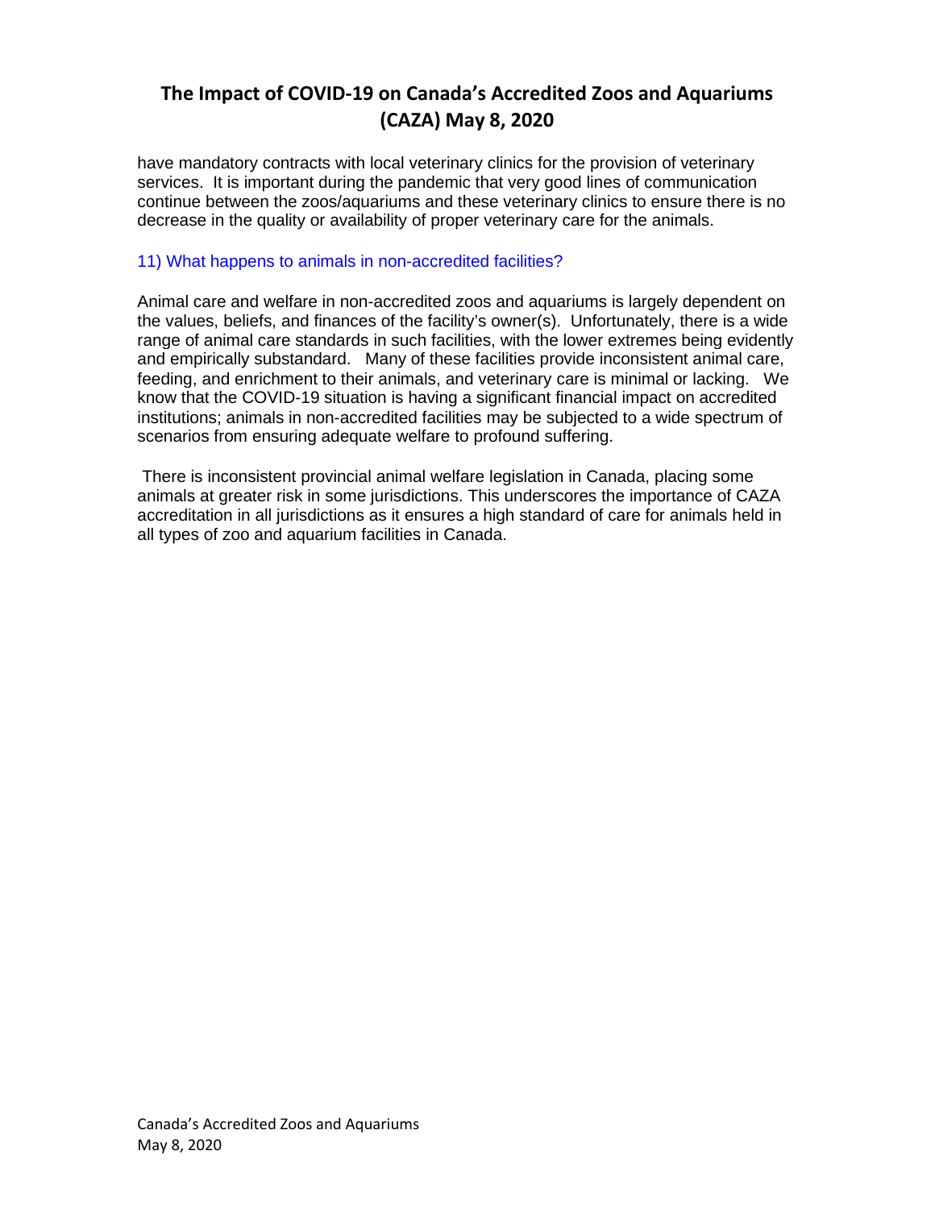have mandatory contracts with local veterinary clinics for the provision of veterinary services. It is important during the pandemic that very good lines of communication continue between the zoos/aquariums and these veterinary clinics to ensure there is no decrease in the quality or availability of proper veterinary care for the animals.

### 11) What happens to animals in non-accredited facilities?

Animal care and welfare in non-accredited zoos and aquariums is largely dependent on the values, beliefs, and finances of the facility's owner(s). Unfortunately, there is a wide range of animal care standards in such facilities, with the lower extremes being evidently and empirically substandard. Many of these facilities provide inconsistent animal care, feeding, and enrichment to their animals, and veterinary care is minimal or lacking. We know that the COVID-19 situation is having a significant financial impact on accredited institutions; animals in non-accredited facilities may be subjected to a wide spectrum of scenarios from ensuring adequate welfare to profound suffering.

There is inconsistent provincial animal welfare legislation in Canada, placing some animals at greater risk in some jurisdictions. This underscores the importance of CAZA accreditation in all jurisdictions as it ensures a high standard of care for animals held in all types of zoo and aquarium facilities in Canada.